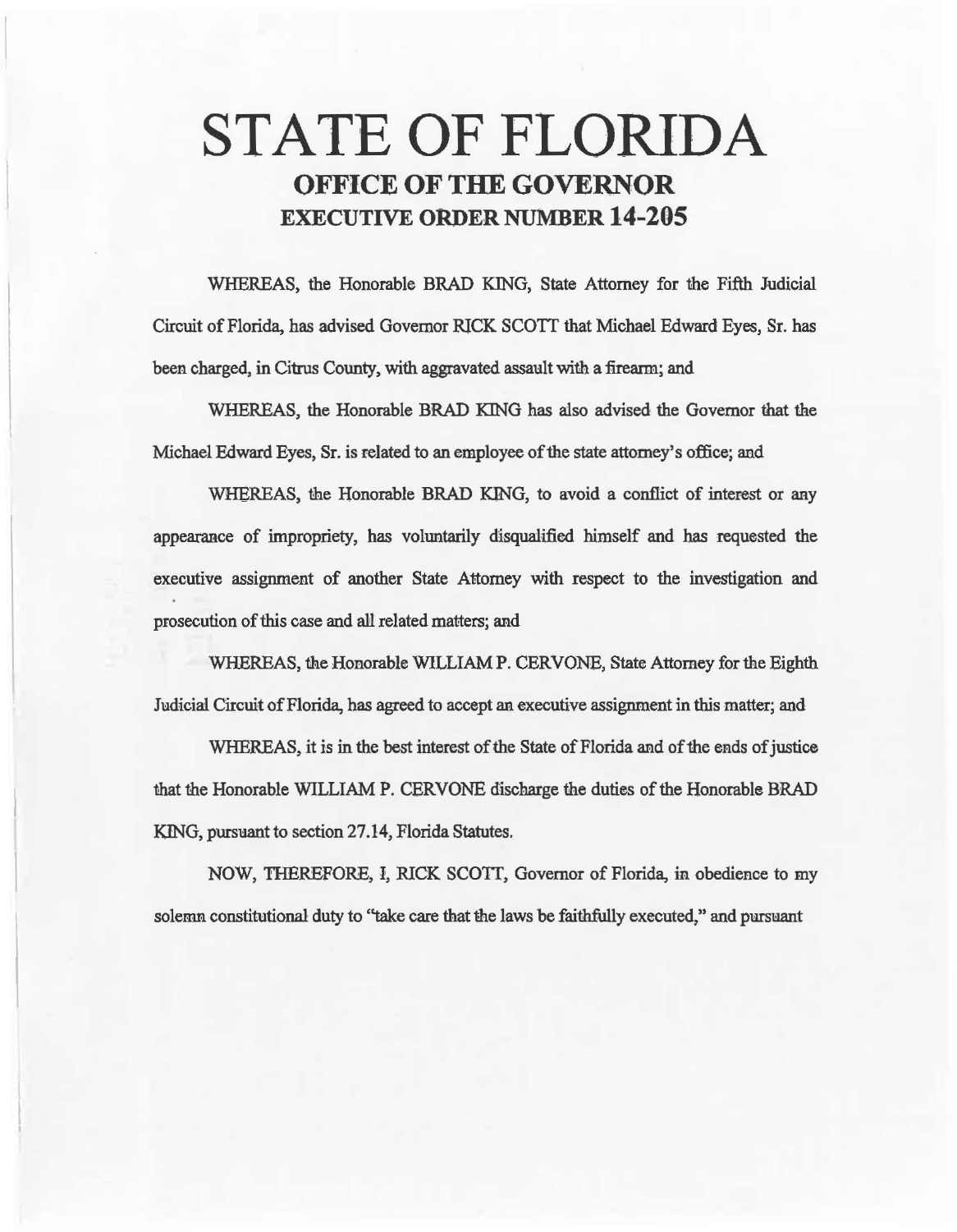# STATE OF FLORIDA

## OFFICE OF THE GOVERNOR

## EXECUTIVE ORDER NUMBER 14-205

WHEREAS, the Honorable BRAD KING, State Attorney for the Fifth Judicial Circuit of Florida, has advised Governor RICK SCOTT that Michael Edward Eyes, Sr. has been charged, in Citrus County, with aggravated assault with a firearm; and

WHEREAS, the Honorable BRAD KING has also advised the Governor that the Michael Edward Eyes, Sr. is related to an employee of the state attorney's office; and

WHEREAS, the Honorable BRAD KING, to avoid a conflict of interest or any appearance of impropriety, has voluntarily disqualified himself and has requested the executive assignment of another State Attorney with respect to the investigation and prosecution of this case and all related matters; and

WHEREAS, the Honorable WILLIAM P. CERVONE, State Attorney for the Eighth Judicial Circuit of Florida, has agreed to accept an executive assignment in this matter; and

WHEREAS, it is in the best interest of the State of Florida and of the ends of justice that the Honorable WILLIAM P. CERVONE discharge the duties of the Honorable BRAD KING, pursuant to section 27.14, Florida Statutes.

NOW, THEREFORE, I, RICK SCOTT, Governor of Florida, in obedience to my solemn constitutional duty to "take care that the laws be faithfully executed," and pursuant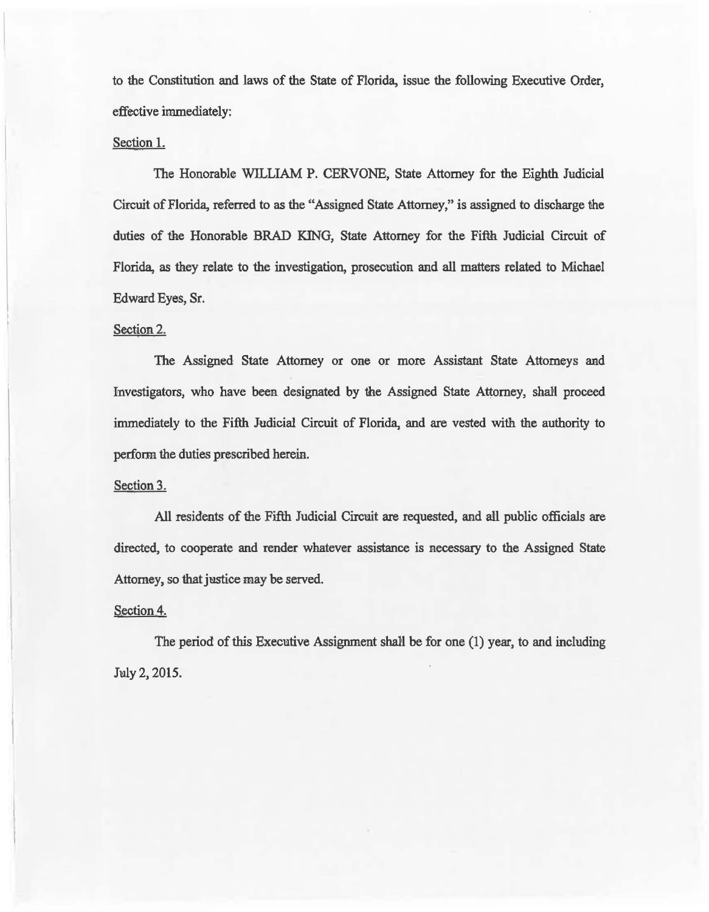to the Constitution and laws of the State of Florida, issue the following Executive Order, effective immediately:

Section 1.

The Honorable WILLIAM P. CERVONE, State Attorney for the Eighth Judicial Circuit of Florida, referred to as the "Assigned State Attorney," is assigned to discharge the duties of the Honorable BRAD KING, State Attorney for the Fifth Judicial Circuit of Florida, as they relate to the investigation, prosecution and all matters related to Michael Edward Eyes, Sr.

Section 2.

The Assigned State Attorney or one or more Assistant State Attorneys and Investigators, who have been designated by the Assigned State Attorney, shall proceed immediately to the Fifth Judicial Circuit of Florida, and are vested with the authority to perform the duties prescribed herein.

Section 3.

All residents of the Fifth Judicial Circuit are requested, and all public officials are directed, to cooperate and render whatever assistance is necessary to the Assigned State Attorney, so that justice may be served.

Section 4.

The period of this Executive Assignment shall be for one (1) year, to and including July 2, 2015.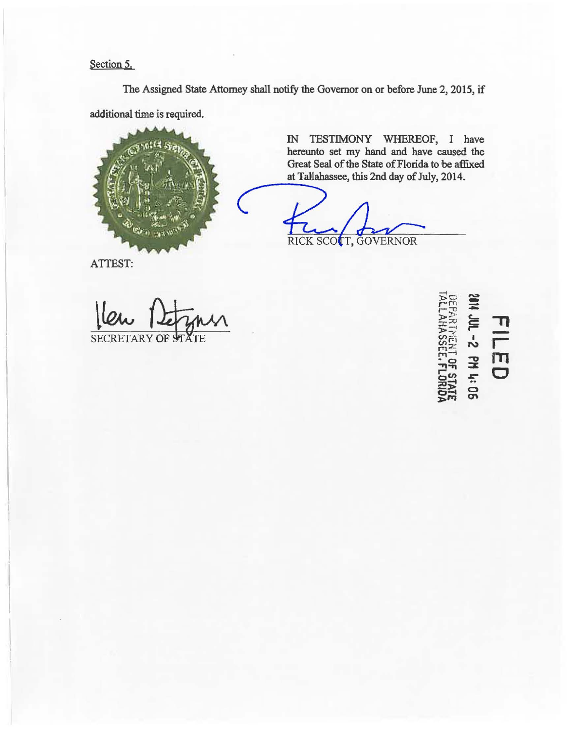Section 5.

The Assigned State Attorney shall notify the Governor on or before June 2, 2015, if additional time is required.

IN TESTIMONY WHEREOF, I have hereunto set my hand and have caused the Great Seal of the State of Florida to be affixed at Tallahassee, this 2nd day of July, 2014.

RICK SCOTT, GOVERNOR

ATTEST:

SECRETARY OF STATE

FILED

2014 JUL -2 PM 4:06

DEPARTMENT OF STATE
TALLAHASSEE, FLORIDA